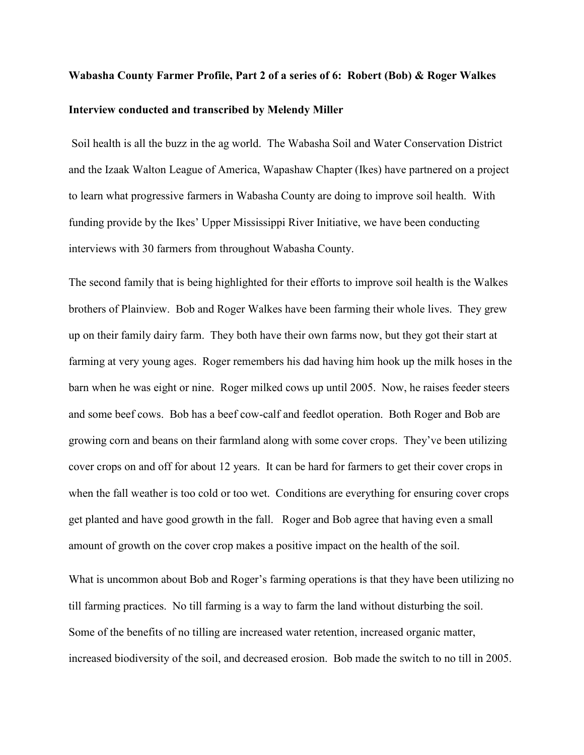**Wabasha County Farmer Profile, Part 2 of a series of 6: Robert (Bob) & Roger Walkes**

**Interview conducted and transcribed by Melendy Miller**

Soil health is all the buzz in the ag world. The Wabasha Soil and Water Conservation District and the Izaak Walton League of America, Wapashaw Chapter (Ikes) have partnered on a project to learn what progressive farmers in Wabasha County are doing to improve soil health. With funding provide by the Ikes' Upper Mississippi River Initiative, we have been conducting interviews with 30 farmers from throughout Wabasha County.

The second family that is being highlighted for their efforts to improve soil health is the Walkes brothers of Plainview. Bob and Roger Walkes have been farming their whole lives. They grew up on their family dairy farm. They both have their own farms now, but they got their start at farming at very young ages. Roger remembers his dad having him hook up the milk hoses in the barn when he was eight or nine. Roger milked cows up until 2005. Now, he raises feeder steers and some beef cows. Bob has a beef cow-calf and feedlot operation. Both Roger and Bob are growing corn and beans on their farmland along with some cover crops. They've been utilizing cover crops on and off for about 12 years. It can be hard for farmers to get their cover crops in when the fall weather is too cold or too wet. Conditions are everything for ensuring cover crops get planted and have good growth in the fall. Roger and Bob agree that having even a small amount of growth on the cover crop makes a positive impact on the health of the soil.

What is uncommon about Bob and Roger's farming operations is that they have been utilizing no till farming practices. No till farming is a way to farm the land without disturbing the soil. Some of the benefits of no tilling are increased water retention, increased organic matter, increased biodiversity of the soil, and decreased erosion. Bob made the switch to no till in 2005.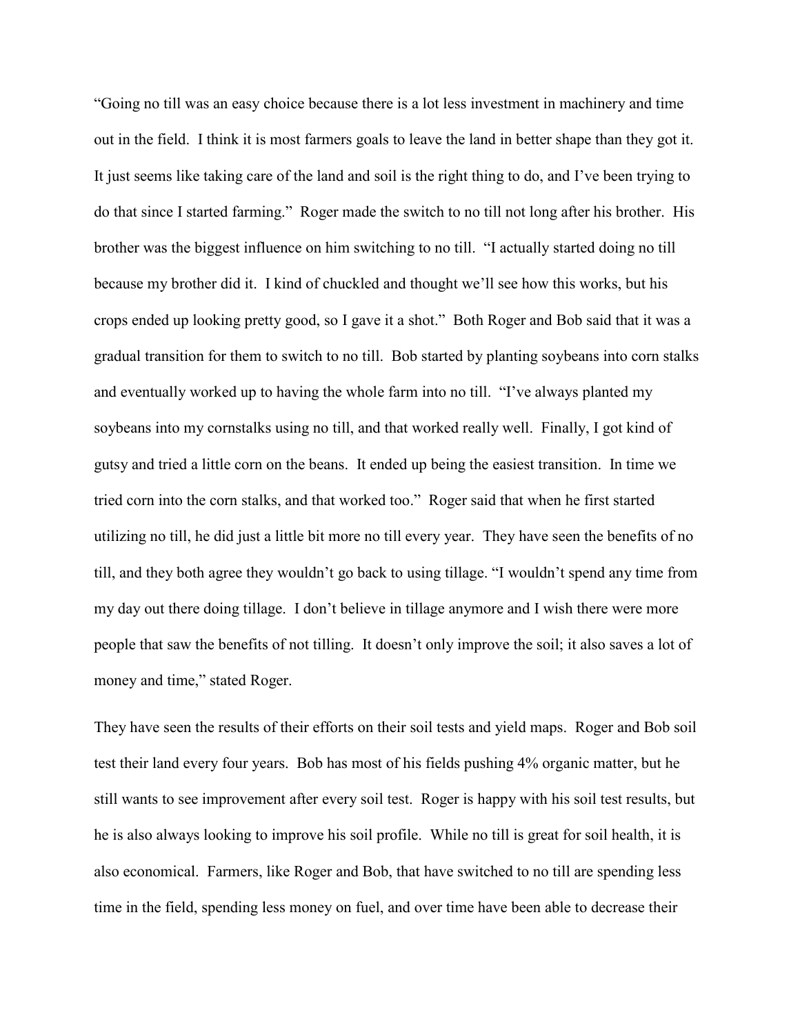"Going no till was an easy choice because there is a lot less investment in machinery and time out in the field. I think it is most farmers goals to leave the land in better shape than they got it. It just seems like taking care of the land and soil is the right thing to do, and I've been trying to do that since I started farming." Roger made the switch to no till not long after his brother. His brother was the biggest influence on him switching to no till. "I actually started doing no till because my brother did it. I kind of chuckled and thought we'll see how this works, but his crops ended up looking pretty good, so I gave it a shot." Both Roger and Bob said that it was a gradual transition for them to switch to no till. Bob started by planting soybeans into corn stalks and eventually worked up to having the whole farm into no till. "I've always planted my soybeans into my cornstalks using no till, and that worked really well. Finally, I got kind of gutsy and tried a little corn on the beans. It ended up being the easiest transition. In time we tried corn into the corn stalks, and that worked too." Roger said that when he first started utilizing no till, he did just a little bit more no till every year. They have seen the benefits of no till, and they both agree they wouldn't go back to using tillage. "I wouldn't spend any time from my day out there doing tillage. I don't believe in tillage anymore and I wish there were more people that saw the benefits of not tilling. It doesn't only improve the soil; it also saves a lot of money and time," stated Roger.

They have seen the results of their efforts on their soil tests and yield maps. Roger and Bob soil test their land every four years. Bob has most of his fields pushing 4% organic matter, but he still wants to see improvement after every soil test. Roger is happy with his soil test results, but he is also always looking to improve his soil profile. While no till is great for soil health, it is also economical. Farmers, like Roger and Bob, that have switched to no till are spending less time in the field, spending less money on fuel, and over time have been able to decrease their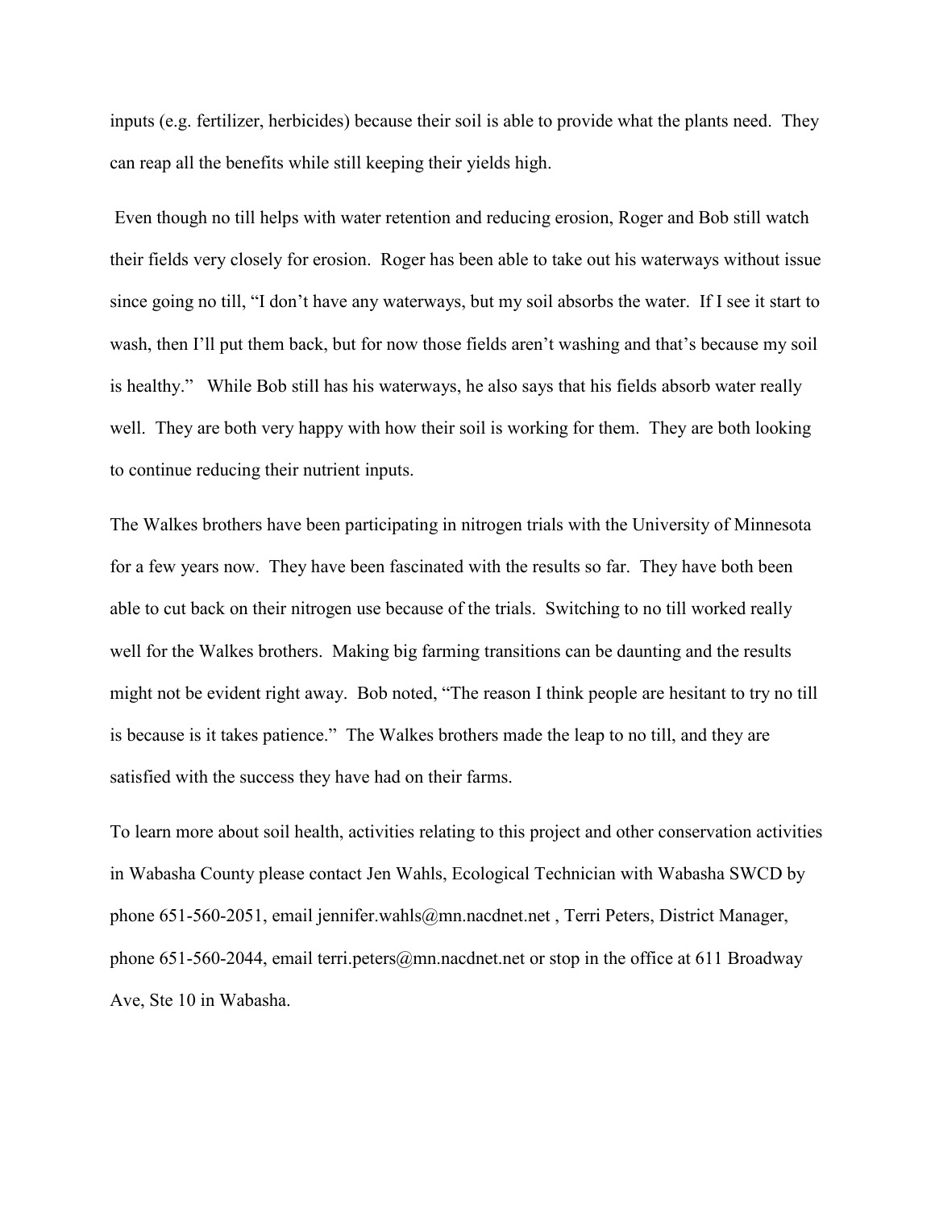inputs (e.g. fertilizer, herbicides) because their soil is able to provide what the plants need. They can reap all the benefits while still keeping their yields high.

Even though no till helps with water retention and reducing erosion, Roger and Bob still watch their fields very closely for erosion. Roger has been able to take out his waterways without issue since going no till, "I don't have any waterways, but my soil absorbs the water. If I see it start to wash, then I'll put them back, but for now those fields aren't washing and that's because my soil is healthy." While Bob still has his waterways, he also says that his fields absorb water really well. They are both very happy with how their soil is working for them. They are both looking to continue reducing their nutrient inputs.

The Walkes brothers have been participating in nitrogen trials with the University of Minnesota for a few years now. They have been fascinated with the results so far. They have both been able to cut back on their nitrogen use because of the trials. Switching to no till worked really well for the Walkes brothers. Making big farming transitions can be daunting and the results might not be evident right away. Bob noted, "The reason I think people are hesitant to try no till is because is it takes patience." The Walkes brothers made the leap to no till, and they are satisfied with the success they have had on their farms.

To learn more about soil health, activities relating to this project and other conservation activities in Wabasha County please contact Jen Wahls, Ecological Technician with Wabasha SWCD by phone 651-560-2051, email jennifer.wahls@mn.nacdnet.net , Terri Peters, District Manager, phone 651-560-2044, email terri.peters@mn.nacdnet.net or stop in the office at 611 Broadway Ave, Ste 10 in Wabasha.